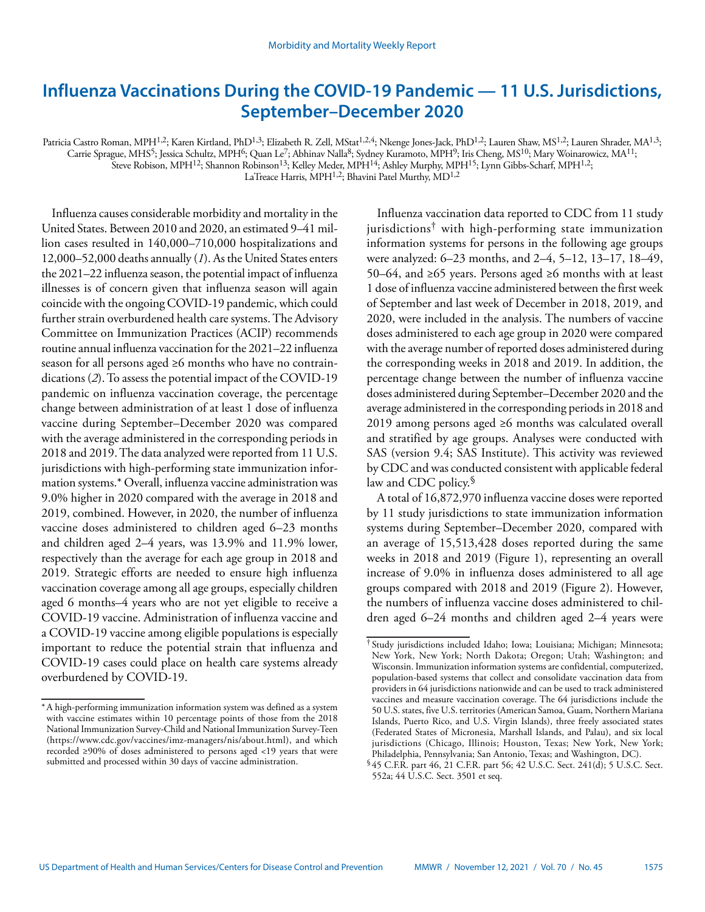# Influenza Vaccinations During the COVID-19 Pandemic — 11 U.S. Jurisdictions, September–December 2020

Patricia Castro Roman, MPH[1,2]; Karen Kirtland, PhD[1,3]; Elizabeth R. Zell, MStat[1,2,4]; Nkenge Jones-Jack, PhD[1,2]; Lauren Shaw, MS[1,2]; Lauren Shrader, MA[1,3]; Carrie Sprague, MHS[5]; Jessica Schultz, MPH[6]; Quan Le[7]; Abhinav Nalla[8]; Sydney Kuramoto, MPH[9]; Iris Cheng, MS[10]; Mary Woinarowicz, MA[11]; Steve Robison, MPH[12]; Shannon Robinson[13]; Kelley Meder, MPH[14]; Ashley Murphy, MPH[15]; Lynn Gibbs-Scharf, MPH[1,2]; LaTreace Harris, MPH[1,2]; Bhavini Patel Murthy, MD[1,2]

Influenza causes considerable morbidity and mortality in the United States. Between 2010 and 2020, an estimated 9–41 million cases resulted in 140,000–710,000 hospitalizations and 12,000–52,000 deaths annually (*1*). As the United States enters the 2021–22 influenza season, the potential impact of influenza illnesses is of concern given that influenza season will again coincide with the ongoing COVID-19 pandemic, which could further strain overburdened health care systems. The Advisory Committee on Immunization Practices (ACIP) recommends routine annual influenza vaccination for the 2021–22 influenza season for all persons aged ≥6 months who have no contraindications (*2*). To assess the potential impact of the COVID-19 pandemic on influenza vaccination coverage, the percentage change between administration of at least 1 dose of influenza vaccine during September–December 2020 was compared with the average administered in the corresponding periods in 2018 and 2019. The data analyzed were reported from 11 U.S. jurisdictions with high-performing state immunization information systems.* Overall, influenza vaccine administration was 9.0% higher in 2020 compared with the average in 2018 and 2019, combined. However, in 2020, the number of influenza vaccine doses administered to children aged 6–23 months and children aged 2–4 years, was 13.9% and 11.9% lower, respectively than the average for each age group in 2018 and 2019. Strategic efforts are needed to ensure high influenza vaccination coverage among all age groups, especially children aged 6 months–4 years who are not yet eligible to receive a COVID-19 vaccine. Administration of influenza vaccine and a COVID-19 vaccine among eligible populations is especially important to reduce the potential strain that influenza and COVID-19 cases could place on health care systems already overburdened by COVID-19.

Influenza vaccination data reported to CDC from 11 study jurisdictions† with high-performing state immunization information systems for persons in the following age groups were analyzed: 6–23 months, and 2–4, 5–12, 13–17, 18–49, 50–64, and ≥65 years. Persons aged ≥6 months with at least 1 dose of influenza vaccine administered between the first week of September and last week of December in 2018, 2019, and 2020, were included in the analysis. The numbers of vaccine doses administered to each age group in 2020 were compared with the average number of reported doses administered during the corresponding weeks in 2018 and 2019. In addition, the percentage change between the number of influenza vaccine doses administered during September–December 2020 and the average administered in the corresponding periods in 2018 and 2019 among persons aged ≥6 months was calculated overall and stratified by age groups. Analyses were conducted with SAS (version 9.4; SAS Institute). This activity was reviewed by CDC and was conducted consistent with applicable federal law and CDC policy.§

A total of 16,872,970 influenza vaccine doses were reported by 11 study jurisdictions to state immunization information systems during September–December 2020, compared with an average of 15,513,428 doses reported during the same weeks in 2018 and 2019 (Figure 1), representing an overall increase of 9.0% in influenza doses administered to all age groups compared with 2018 and 2019 (Figure 2). However, the numbers of influenza vaccine doses administered to children aged 6–24 months and children aged 2–4 years were

---

\* A high-performing immunization information system was defined as a system with vaccine estimates within 10 percentage points of those from the 2018 National Immunization Survey-Child and National Immunization Survey-Teen (https://www.cdc.gov/vaccines/imz-managers/nis/about.html), and which recorded ≥90% of doses administered to persons aged <19 years that were submitted and processed within 30 days of vaccine administration.

† Study jurisdictions included Idaho; Iowa; Louisiana; Michigan; Minnesota; New York, New York; North Dakota; Oregon; Utah; Washington; and Wisconsin. Immunization information systems are confidential, computerized, population-based systems that collect and consolidate vaccination data from providers in 64 jurisdictions nationwide and can be used to track administered vaccines and measure vaccination coverage. The 64 jurisdictions include the 50 U.S. states, five U.S. territories (American Samoa, Guam, Northern Mariana Islands, Puerto Rico, and U.S. Virgin Islands), three freely associated states (Federated States of Micronesia, Marshall Islands, and Palau), and six local jurisdictions (Chicago, Illinois; Houston, Texas; New York, New York; Philadelphia, Pennsylvania; San Antonio, Texas; and Washington, DC).

§ 45 C.F.R. part 46, 21 C.F.R. part 56; 42 U.S.C. Sect. 241(d); 5 U.S.C. Sect. 552a; 44 U.S.C. Sect. 3501 et seq.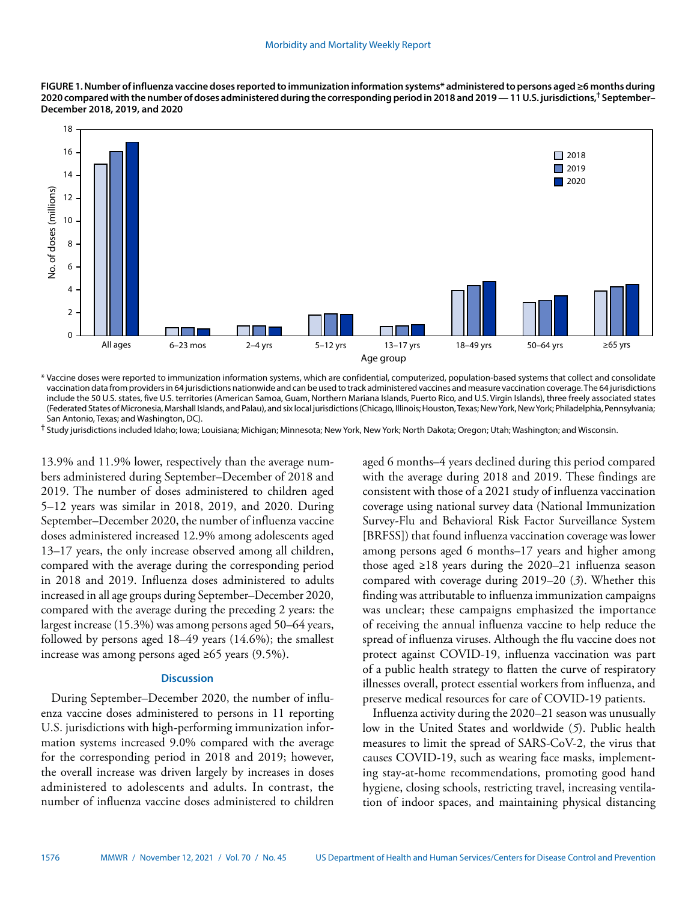**FIGURE 1. Number of influenza vaccine doses reported to immunization information systems* administered to persons aged ≥6 months during 2020 compared with the number of doses administered during the corresponding period in 2018 and 2019 — 11 U.S. jurisdictions,† September–December 2018, 2019, and 2020**

\* Vaccine doses were reported to immunization information systems, which are confidential, computerized, population-based systems that collect and consolidate vaccination data from providers in 64 jurisdictions nationwide and can be used to track administered vaccines and measure vaccination coverage. The 64 jurisdictions include the 50 U.S. states, five U.S. territories (American Samoa, Guam, Northern Mariana Islands, Puerto Rico, and U.S. Virgin Islands), three freely associated states (Federated States of Micronesia, Marshall Islands, and Palau), and six local jurisdictions (Chicago, Illinois; Houston, Texas; New York, New York; Philadelphia, Pennsylvania; San Antonio, Texas; and Washington, DC).

† Study jurisdictions included Idaho; Iowa; Louisiana; Michigan; Minnesota; New York, New York; North Dakota; Oregon; Utah; Washington; and Wisconsin.

13.9% and 11.9% lower, respectively than the average numbers administered during September–December of 2018 and 2019. The number of doses administered to children aged 5–12 years was similar in 2018, 2019, and 2020. During September–December 2020, the number of influenza vaccine doses administered increased 12.9% among adolescents aged 13–17 years, the only increase observed among all children, compared with the average during the corresponding period in 2018 and 2019. Influenza doses administered to adults increased in all age groups during September–December 2020, compared with the average during the preceding 2 years: the largest increase (15.3%) was among persons aged 50–64 years, followed by persons aged 18–49 years (14.6%); the smallest increase was among persons aged ≥65 years (9.5%).

## Discussion

During September–December 2020, the number of influenza vaccine doses administered to persons in 11 reporting U.S. jurisdictions with high-performing immunization information systems increased 9.0% compared with the average for the corresponding period in 2018 and 2019; however, the overall increase was driven largely by increases in doses administered to adolescents and adults. In contrast, the number of influenza vaccine doses administered to children aged 6 months–4 years declined during this period compared with the average during 2018 and 2019. These findings are consistent with those of a 2021 study of influenza vaccination coverage using national survey data (National Immunization Survey-Flu and Behavioral Risk Factor Surveillance System [BRFSS]) that found influenza vaccination coverage was lower among persons aged 6 months–17 years and higher among those aged ≥18 years during the 2020–21 influenza season compared with coverage during 2019–20 (*3*). Whether this finding was attributable to influenza immunization campaigns was unclear; these campaigns emphasized the importance of receiving the annual influenza vaccine to help reduce the spread of influenza viruses. Although the flu vaccine does not protect against COVID-19, influenza vaccination was part of a public health strategy to flatten the curve of respiratory illnesses overall, protect essential workers from influenza, and preserve medical resources for care of COVID-19 patients.

Influenza activity during the 2020–21 season was unusually low in the United States and worldwide (*5*). Public health measures to limit the spread of SARS-CoV-2, the virus that causes COVID-19, such as wearing face masks, implementing stay-at-home recommendations, promoting good hand hygiene, closing schools, restricting travel, increasing ventilation of indoor spaces, and maintaining physical distancing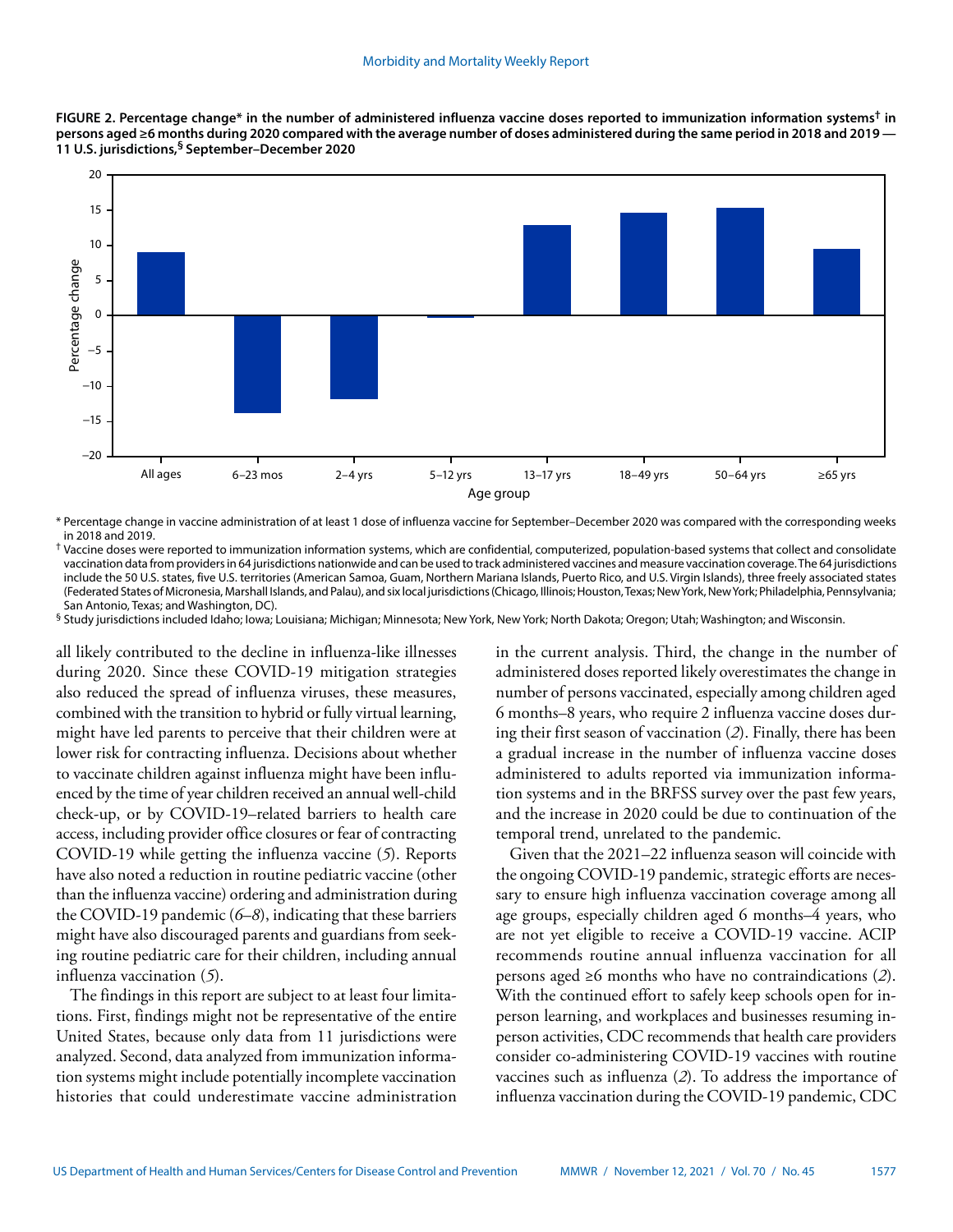**FIGURE 2. Percentage change* in the number of administered influenza vaccine doses reported to immunization information systems† in persons aged ≥6 months during 2020 compared with the average number of doses administered during the same period in 2018 and 2019 — 11 U.S. jurisdictions,§ September–December 2020**

\* Percentage change in vaccine administration of at least 1 dose of influenza vaccine for September–December 2020 was compared with the corresponding weeks in 2018 and 2019.

† Vaccine doses were reported to immunization information systems, which are confidential, computerized, population-based systems that collect and consolidate vaccination data from providers in 64 jurisdictions nationwide and can be used to track administered vaccines and measure vaccination coverage. The 64 jurisdictions include the 50 U.S. states, five U.S. territories (American Samoa, Guam, Northern Mariana Islands, Puerto Rico, and U.S. Virgin Islands), three freely associated states (Federated States of Micronesia, Marshall Islands, and Palau), and six local jurisdictions (Chicago, Illinois; Houston, Texas; New York, New York; Philadelphia, Pennsylvania; San Antonio, Texas; and Washington, DC).

§ Study jurisdictions included Idaho; Iowa; Louisiana; Michigan; Minnesota; New York, New York; North Dakota; Oregon; Utah; Washington; and Wisconsin.

all likely contributed to the decline in influenza-like illnesses during 2020. Since these COVID-19 mitigation strategies also reduced the spread of influenza viruses, these measures, combined with the transition to hybrid or fully virtual learning, might have led parents to perceive that their children were at lower risk for contracting influenza. Decisions about whether to vaccinate children against influenza might have been influenced by the time of year children received an annual well-child check-up, or by COVID-19–related barriers to health care access, including provider office closures or fear of contracting COVID-19 while getting the influenza vaccine (*5*). Reports have also noted a reduction in routine pediatric vaccine (other than the influenza vaccine) ordering and administration during the COVID-19 pandemic (*6*–*8*), indicating that these barriers might have also discouraged parents and guardians from seeking routine pediatric care for their children, including annual influenza vaccination (*5*).

The findings in this report are subject to at least four limitations. First, findings might not be representative of the entire United States, because only data from 11 jurisdictions were analyzed. Second, data analyzed from immunization information systems might include potentially incomplete vaccination histories that could underestimate vaccine administration in the current analysis. Third, the change in the number of administered doses reported likely overestimates the change in number of persons vaccinated, especially among children aged 6 months–8 years, who require 2 influenza vaccine doses during their first season of vaccination (*2*). Finally, there has been a gradual increase in the number of influenza vaccine doses administered to adults reported via immunization information systems and in the BRFSS survey over the past few years, and the increase in 2020 could be due to continuation of the temporal trend, unrelated to the pandemic.

Given that the 2021–22 influenza season will coincide with the ongoing COVID-19 pandemic, strategic efforts are necessary to ensure high influenza vaccination coverage among all age groups, especially children aged 6 months–4 years, who are not yet eligible to receive a COVID-19 vaccine. ACIP recommends routine annual influenza vaccination for all persons aged ≥6 months who have no contraindications (*2*). With the continued effort to safely keep schools open for in-person learning, and workplaces and businesses resuming in-person activities, CDC recommends that health care providers consider co-administering COVID-19 vaccines with routine vaccines such as influenza (*2*). To address the importance of influenza vaccination during the COVID-19 pandemic, CDC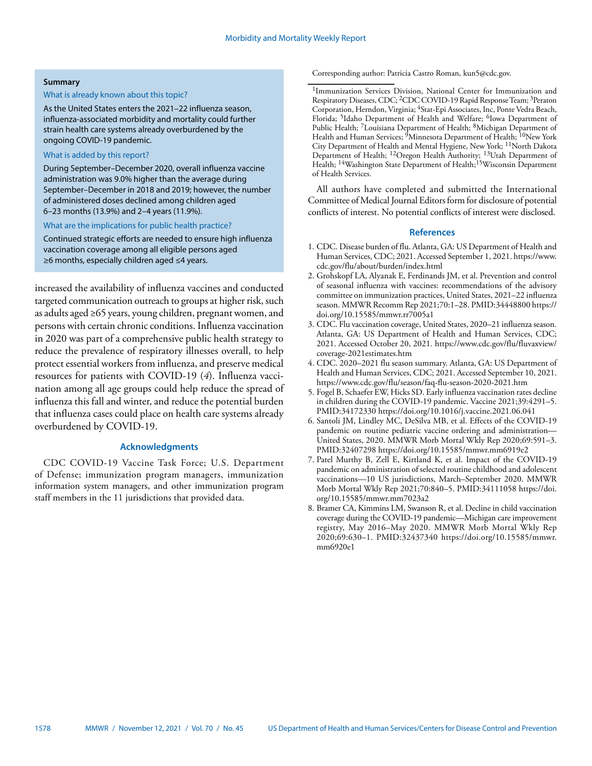**Summary**

What is already known about this topic?

As the United States enters the 2021–22 influenza season, influenza-associated morbidity and mortality could further strain health care systems already overburdened by the ongoing COVID-19 pandemic.

What is added by this report?

During September–December 2020, overall influenza vaccine administration was 9.0% higher than the average during September–December in 2018 and 2019; however, the number of administered doses declined among children aged 6–23 months (13.9%) and 2–4 years (11.9%).

What are the implications for public health practice?

Continued strategic efforts are needed to ensure high influenza vaccination coverage among all eligible persons aged ≥6 months, especially children aged ≤4 years.

increased the availability of influenza vaccines and conducted targeted communication outreach to groups at higher risk, such as adults aged ≥65 years, young children, pregnant women, and persons with certain chronic conditions. Influenza vaccination in 2020 was part of a comprehensive public health strategy to reduce the prevalence of respiratory illnesses overall, to help protect essential workers from influenza, and preserve medical resources for patients with COVID-19 (*4*). Influenza vaccination among all age groups could help reduce the spread of influenza this fall and winter, and reduce the potential burden that influenza cases could place on health care systems already overburdened by COVID-19.

## Acknowledgments

CDC COVID-19 Vaccine Task Force; U.S. Department of Defense; immunization program managers, immunization information system managers, and other immunization program staff members in the 11 jurisdictions that provided data.

Corresponding author: Patricia Castro Roman, kun5@cdc.gov.

[1]Immunization Services Division, National Center for Immunization and Respiratory Diseases, CDC; [2]CDC COVID-19 Rapid Response Team; [3]Peraton Corporation, Herndon, Virginia; [4]Stat-Epi Associates, Inc, Ponte Vedra Beach, Florida; [5]Idaho Department of Health and Welfare; [6]Iowa Department of Public Health; [7]Louisiana Department of Health; [8]Michigan Department of Health and Human Services; [9]Minnesota Department of Health; [10]New York City Department of Health and Mental Hygiene, New York; [11]North Dakota Department of Health; [12]Oregon Health Authority; [13]Utah Department of Health; [14]Washington State Department of Health;[15]Wisconsin Department of Health Services.

All authors have completed and submitted the International Committee of Medical Journal Editors form for disclosure of potential conflicts of interest. No potential conflicts of interest were disclosed.

## References

1. CDC. Disease burden of flu. Atlanta, GA: US Department of Health and Human Services, CDC; 2021. Accessed September 1, 2021. https://www.cdc.gov/flu/about/burden/index.html
2. Grohskopf LA, Alyanak E, Ferdinands JM, et al. Prevention and control of seasonal influenza with vaccines: recommendations of the advisory committee on immunization practices, United States, 2021–22 influenza season. MMWR Recomm Rep 2021;70:1–28. PMID:34448800 https://doi.org/10.15585/mmwr.rr7005a1
3. CDC. Flu vaccination coverage, United States, 2020–21 influenza season. Atlanta, GA: US Department of Health and Human Services, CDC; 2021. Accessed October 20, 2021. https://www.cdc.gov/flu/fluvaxview/coverage-2021estimates.htm
4. CDC. 2020–2021 flu season summary. Atlanta, GA: US Department of Health and Human Services, CDC; 2021. Accessed September 10, 2021. https://www.cdc.gov/flu/season/faq-flu-season-2020-2021.htm
5. Fogel B, Schaefer EW, Hicks SD. Early influenza vaccination rates decline in children during the COVID-19 pandemic. Vaccine 2021;39:4291–5. PMID:34172330 https://doi.org/10.1016/j.vaccine.2021.06.041
6. Santoli JM, Lindley MC, DeSilva MB, et al. Effects of the COVID-19 pandemic on routine pediatric vaccine ordering and administration—United States, 2020. MMWR Morb Mortal Wkly Rep 2020;69:591–3. PMID:32407298 https://doi.org/10.15585/mmwr.mm6919e2
7. Patel Murthy B, Zell E, Kirtland K, et al. Impact of the COVID-19 pandemic on administration of selected routine childhood and adolescent vaccinations—10 US jurisdictions, March–September 2020. MMWR Morb Mortal Wkly Rep 2021;70:840–5. PMID:34111058 https://doi.org/10.15585/mmwr.mm7023a2
8. Bramer CA, Kimmins LM, Swanson R, et al. Decline in child vaccination coverage during the COVID-19 pandemic—Michigan care improvement registry, May 2016–May 2020. MMWR Morb Mortal Wkly Rep 2020;69:630–1. PMID:32437340 https://doi.org/10.15585/mmwr.mm6920e1